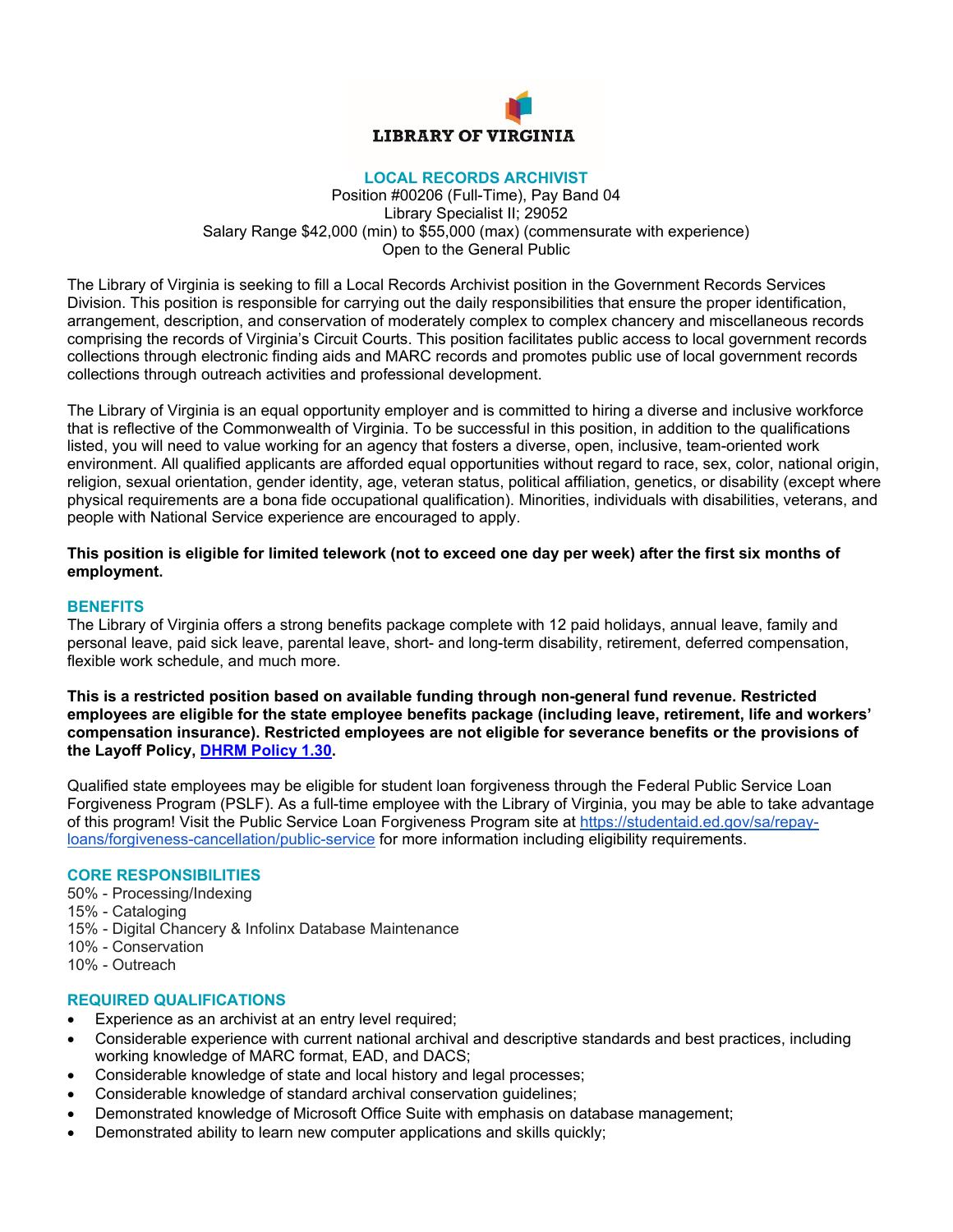LIBRARY OF VIRGINIA

# LOCAL RECORDS ARCHIVIST

Position #00206 (Full-Time), Pay Band 04
Library Specialist II; 29052
Salary Range $42,000 (min) to $55,000 (max) (commensurate with experience)
Open to the General Public

The Library of Virginia is seeking to fill a Local Records Archivist position in the Government Records Services Division. This position is responsible for carrying out the daily responsibilities that ensure the proper identification, arrangement, description, and conservation of moderately complex to complex chancery and miscellaneous records comprising the records of Virginia's Circuit Courts. This position facilitates public access to local government records collections through electronic finding aids and MARC records and promotes public use of local government records collections through outreach activities and professional development.

The Library of Virginia is an equal opportunity employer and is committed to hiring a diverse and inclusive workforce that is reflective of the Commonwealth of Virginia. To be successful in this position, in addition to the qualifications listed, you will need to value working for an agency that fosters a diverse, open, inclusive, team-oriented work environment. All qualified applicants are afforded equal opportunities without regard to race, sex, color, national origin, religion, sexual orientation, gender identity, age, veteran status, political affiliation, genetics, or disability (except where physical requirements are a bona fide occupational qualification). Minorities, individuals with disabilities, veterans, and people with National Service experience are encouraged to apply.

**This position is eligible for limited telework (not to exceed one day per week) after the first six months of employment.**

## BENEFITS

The Library of Virginia offers a strong benefits package complete with 12 paid holidays, annual leave, family and personal leave, paid sick leave, parental leave, short- and long-term disability, retirement, deferred compensation, flexible work schedule, and much more.

**This is a restricted position based on available funding through non-general fund revenue. Restricted employees are eligible for the state employee benefits package (including leave, retirement, life and workers' compensation insurance). Restricted employees are not eligible for severance benefits or the provisions of the Layoff Policy, [DHRM Policy 1.30](DHRM Policy 1.30).**

Qualified state employees may be eligible for student loan forgiveness through the Federal Public Service Loan Forgiveness Program (PSLF). As a full-time employee with the Library of Virginia, you may be able to take advantage of this program! Visit the Public Service Loan Forgiveness Program site at [https://studentaid.ed.gov/sa/repay-loans/forgiveness-cancellation/public-service](https://studentaid.ed.gov/sa/repay-loans/forgiveness-cancellation/public-service) for more information including eligibility requirements.

## CORE RESPONSIBILITIES

50% - Processing/Indexing
15% - Cataloging
15% - Digital Chancery & Infolinx Database Maintenance
10% - Conservation
10% - Outreach

## REQUIRED QUALIFICATIONS

- Experience as an archivist at an entry level required;
- Considerable experience with current national archival and descriptive standards and best practices, including working knowledge of MARC format, EAD, and DACS;
- Considerable knowledge of state and local history and legal processes;
- Considerable knowledge of standard archival conservation guidelines;
- Demonstrated knowledge of Microsoft Office Suite with emphasis on database management;
- Demonstrated ability to learn new computer applications and skills quickly;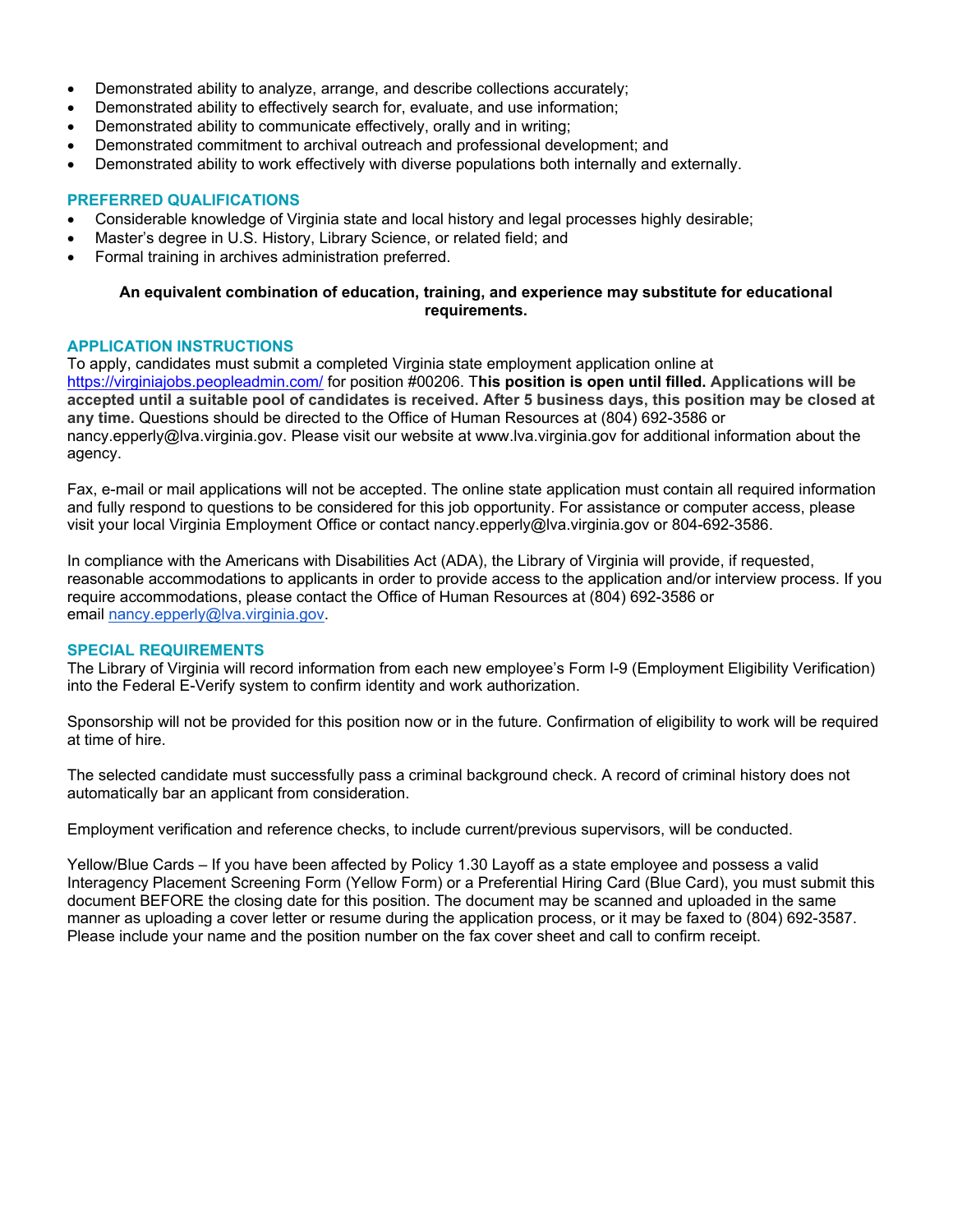- Demonstrated ability to analyze, arrange, and describe collections accurately;
- Demonstrated ability to effectively search for, evaluate, and use information;
- Demonstrated ability to communicate effectively, orally and in writing;
- Demonstrated commitment to archival outreach and professional development; and
- Demonstrated ability to work effectively with diverse populations both internally and externally.

## PREFERRED QUALIFICATIONS

- Considerable knowledge of Virginia state and local history and legal processes highly desirable;
- Master's degree in U.S. History, Library Science, or related field; and
- Formal training in archives administration preferred.

**An equivalent combination of education, training, and experience may substitute for educational requirements.**

## APPLICATION INSTRUCTIONS

To apply, candidates must submit a completed Virginia state employment application online at https://virginiajobs.peopleadmin.com/ for position #00206. T**his position is open until filled. Applications will be accepted until a suitable pool of candidates is received. After 5 business days, this position may be closed at any time.** Questions should be directed to the Office of Human Resources at (804) 692-3586 or nancy.epperly@lva.virginia.gov. Please visit our website at www.lva.virginia.gov for additional information about the agency.

Fax, e-mail or mail applications will not be accepted. The online state application must contain all required information and fully respond to questions to be considered for this job opportunity. For assistance or computer access, please visit your local Virginia Employment Office or contact nancy.epperly@lva.virginia.gov or 804-692-3586.

In compliance with the Americans with Disabilities Act (ADA), the Library of Virginia will provide, if requested, reasonable accommodations to applicants in order to provide access to the application and/or interview process. If you require accommodations, please contact the Office of Human Resources at (804) 692-3586 or email nancy.epperly@lva.virginia.gov.

## SPECIAL REQUIREMENTS

The Library of Virginia will record information from each new employee's Form I-9 (Employment Eligibility Verification) into the Federal E-Verify system to confirm identity and work authorization.

Sponsorship will not be provided for this position now or in the future. Confirmation of eligibility to work will be required at time of hire.

The selected candidate must successfully pass a criminal background check. A record of criminal history does not automatically bar an applicant from consideration.

Employment verification and reference checks, to include current/previous supervisors, will be conducted.

Yellow/Blue Cards – If you have been affected by Policy 1.30 Layoff as a state employee and possess a valid Interagency Placement Screening Form (Yellow Form) or a Preferential Hiring Card (Blue Card), you must submit this document BEFORE the closing date for this position. The document may be scanned and uploaded in the same manner as uploading a cover letter or resume during the application process, or it may be faxed to (804) 692-3587. Please include your name and the position number on the fax cover sheet and call to confirm receipt.